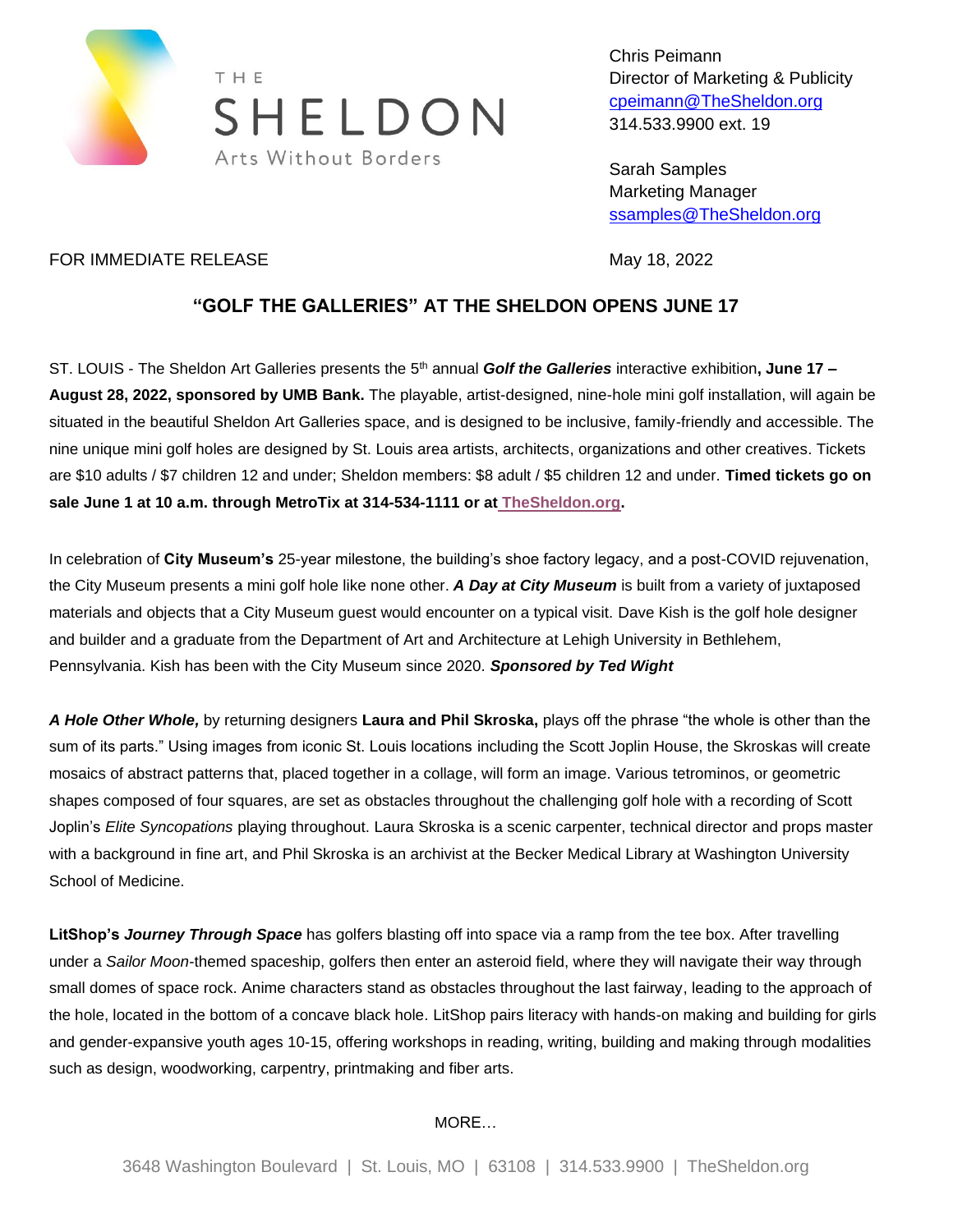THE SHELDON
Arts Without Borders

Chris Peimann
Director of Marketing & Publicity
cpeimann@TheSheldon.org
314.533.9900 ext. 19

Sarah Samples
Marketing Manager
ssamples@TheSheldon.org

FOR IMMEDIATE RELEASE

May 18, 2022

## "GOLF THE GALLERIES" AT THE SHELDON OPENS JUNE 17

ST. LOUIS - The Sheldon Art Galleries presents the 5th annual ***Golf the Galleries*** interactive exhibition**, June 17 – August 28, 2022, sponsored by UMB Bank.** The playable, artist-designed, nine-hole mini golf installation, will again be situated in the beautiful Sheldon Art Galleries space, and is designed to be inclusive, family-friendly and accessible. The nine unique mini golf holes are designed by St. Louis area artists, architects, organizations and other creatives. Tickets are $10 adults / $7 children 12 and under; Sheldon members: $8 adult / $5 children 12 and under. **Timed tickets go on sale June 1 at 10 a.m. through MetroTix at 314-534-1111 or at TheSheldon.org.**

In celebration of **City Museum's** 25-year milestone, the building's shoe factory legacy, and a post-COVID rejuvenation, the City Museum presents a mini golf hole like none other. ***A Day at City Museum*** is built from a variety of juxtaposed materials and objects that a City Museum guest would encounter on a typical visit. Dave Kish is the golf hole designer and builder and a graduate from the Department of Art and Architecture at Lehigh University in Bethlehem, Pennsylvania. Kish has been with the City Museum since 2020. ***Sponsored by Ted Wight***

***A Hole Other Whole,*** by returning designers **Laura and Phil Skroska,** plays off the phrase "the whole is other than the sum of its parts." Using images from iconic St. Louis locations including the Scott Joplin House, the Skroskas will create mosaics of abstract patterns that, placed together in a collage, will form an image. Various tetrominos, or geometric shapes composed of four squares, are set as obstacles throughout the challenging golf hole with a recording of Scott Joplin's *Elite Syncopations* playing throughout. Laura Skroska is a scenic carpenter, technical director and props master with a background in fine art, and Phil Skroska is an archivist at the Becker Medical Library at Washington University School of Medicine.

**LitShop's *Journey Through Space*** has golfers blasting off into space via a ramp from the tee box. After travelling under a *Sailor Moon*-themed spaceship, golfers then enter an asteroid field, where they will navigate their way through small domes of space rock. Anime characters stand as obstacles throughout the last fairway, leading to the approach of the hole, located in the bottom of a concave black hole. LitShop pairs literacy with hands-on making and building for girls and gender-expansive youth ages 10-15, offering workshops in reading, writing, building and making through modalities such as design, woodworking, carpentry, printmaking and fiber arts.

MORE…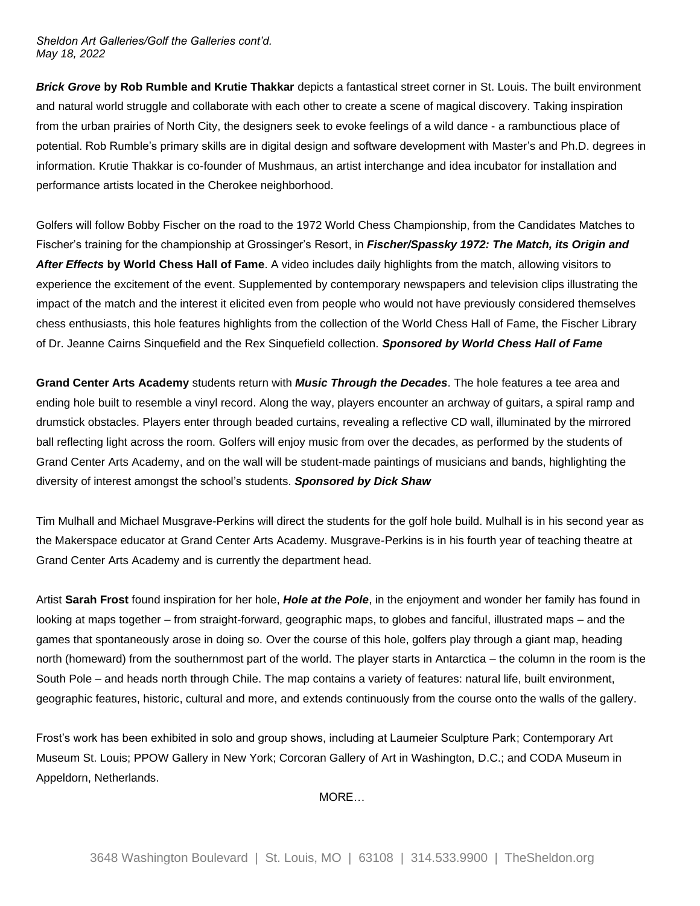***Brick Grove* by Rob Rumble and Krutie Thakkar** depicts a fantastical street corner in St. Louis. The built environment and natural world struggle and collaborate with each other to create a scene of magical discovery. Taking inspiration from the urban prairies of North City, the designers seek to evoke feelings of a wild dance - a rambunctious place of potential. Rob Rumble's primary skills are in digital design and software development with Master's and Ph.D. degrees in information. Krutie Thakkar is co-founder of Mushmaus, an artist interchange and idea incubator for installation and performance artists located in the Cherokee neighborhood.

Golfers will follow Bobby Fischer on the road to the 1972 World Chess Championship, from the Candidates Matches to Fischer's training for the championship at Grossinger's Resort, in ***Fischer/Spassky 1972: The Match, its Origin and After Effects* by World Chess Hall of Fame**. A video includes daily highlights from the match, allowing visitors to experience the excitement of the event. Supplemented by contemporary newspapers and television clips illustrating the impact of the match and the interest it elicited even from people who would not have previously considered themselves chess enthusiasts, this hole features highlights from the collection of the World Chess Hall of Fame, the Fischer Library of Dr. Jeanne Cairns Sinquefield and the Rex Sinquefield collection. ***Sponsored by World Chess Hall of Fame***

**Grand Center Arts Academy** students return with ***Music Through the Decades***. The hole features a tee area and ending hole built to resemble a vinyl record. Along the way, players encounter an archway of guitars, a spiral ramp and drumstick obstacles. Players enter through beaded curtains, revealing a reflective CD wall, illuminated by the mirrored ball reflecting light across the room. Golfers will enjoy music from over the decades, as performed by the students of Grand Center Arts Academy, and on the wall will be student-made paintings of musicians and bands, highlighting the diversity of interest amongst the school's students. ***Sponsored by Dick Shaw***

Tim Mulhall and Michael Musgrave-Perkins will direct the students for the golf hole build. Mulhall is in his second year as the Makerspace educator at Grand Center Arts Academy. Musgrave-Perkins is in his fourth year of teaching theatre at Grand Center Arts Academy and is currently the department head.

Artist **Sarah Frost** found inspiration for her hole, ***Hole at the Pole***, in the enjoyment and wonder her family has found in looking at maps together – from straight-forward, geographic maps, to globes and fanciful, illustrated maps – and the games that spontaneously arose in doing so. Over the course of this hole, golfers play through a giant map, heading north (homeward) from the southernmost part of the world. The player starts in Antarctica – the column in the room is the South Pole – and heads north through Chile. The map contains a variety of features: natural life, built environment, geographic features, historic, cultural and more, and extends continuously from the course onto the walls of the gallery.

Frost's work has been exhibited in solo and group shows, including at Laumeier Sculpture Park; Contemporary Art Museum St. Louis; PPOW Gallery in New York; Corcoran Gallery of Art in Washington, D.C.; and CODA Museum in Appeldorn, Netherlands.

MORE…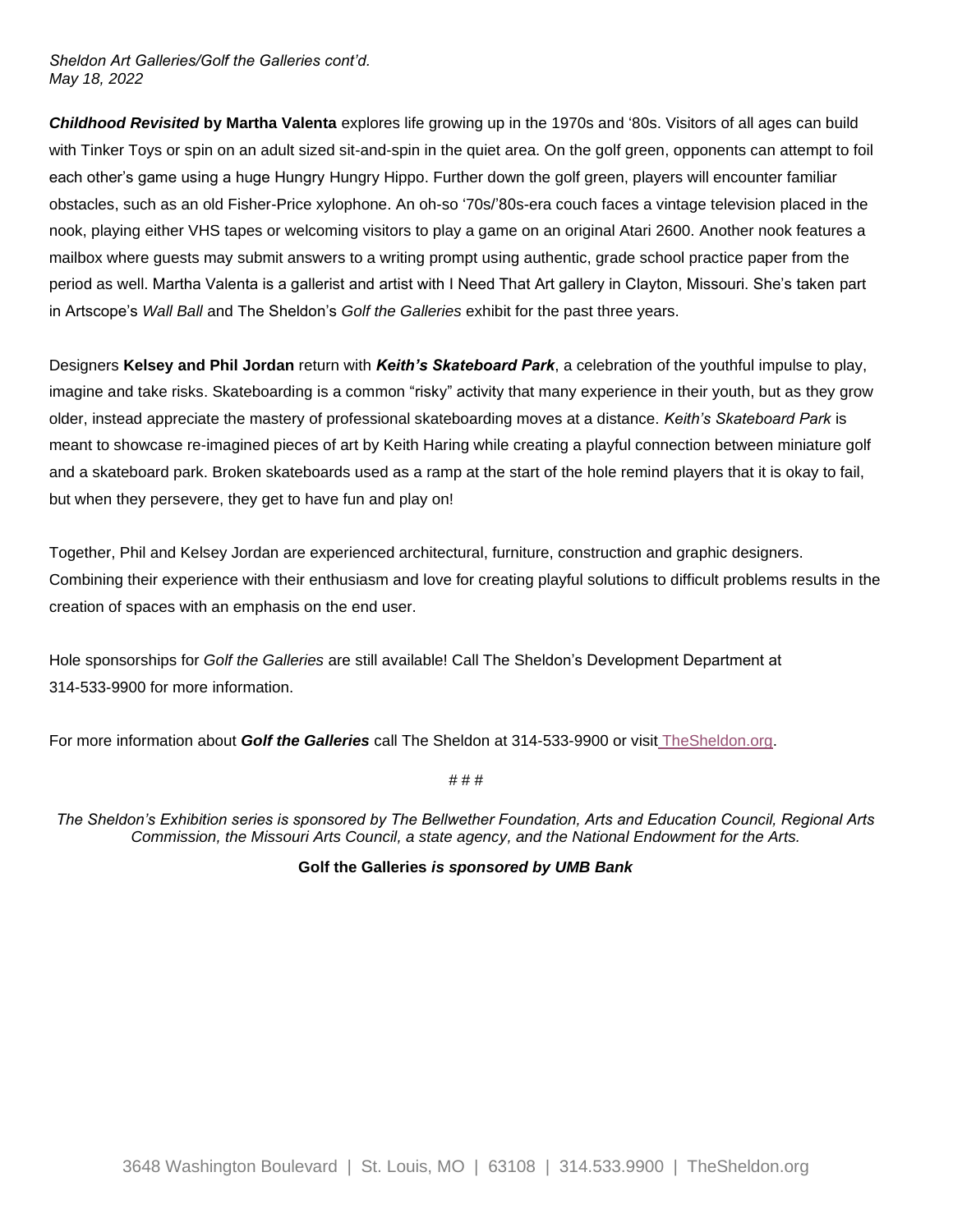*Sheldon Art Galleries/Golf the Galleries cont'd.*
*May 18, 2022*

***Childhood Revisited*** **by Martha Valenta** explores life growing up in the 1970s and '80s. Visitors of all ages can build with Tinker Toys or spin on an adult sized sit-and-spin in the quiet area. On the golf green, opponents can attempt to foil each other's game using a huge Hungry Hungry Hippo. Further down the golf green, players will encounter familiar obstacles, such as an old Fisher-Price xylophone. An oh-so '70s/'80s-era couch faces a vintage television placed in the nook, playing either VHS tapes or welcoming visitors to play a game on an original Atari 2600. Another nook features a mailbox where guests may submit answers to a writing prompt using authentic, grade school practice paper from the period as well. Martha Valenta is a gallerist and artist with I Need That Art gallery in Clayton, Missouri. She's taken part in Artscope's *Wall Ball* and The Sheldon's *Golf the Galleries* exhibit for the past three years.

Designers **Kelsey and Phil Jordan** return with ***Keith's Skateboard Park***, a celebration of the youthful impulse to play, imagine and take risks. Skateboarding is a common "risky" activity that many experience in their youth, but as they grow older, instead appreciate the mastery of professional skateboarding moves at a distance. *Keith's Skateboard Park* is meant to showcase re-imagined pieces of art by Keith Haring while creating a playful connection between miniature golf and a skateboard park. Broken skateboards used as a ramp at the start of the hole remind players that it is okay to fail, but when they persevere, they get to have fun and play on!

Together, Phil and Kelsey Jordan are experienced architectural, furniture, construction and graphic designers. Combining their experience with their enthusiasm and love for creating playful solutions to difficult problems results in the creation of spaces with an emphasis on the end user.

Hole sponsorships for *Golf the Galleries* are still available! Call The Sheldon's Development Department at 314-533-9900 for more information.

For more information about ***Golf the Galleries*** call The Sheldon at 314-533-9900 or visit TheSheldon.org.

# # #

*The Sheldon's Exhibition series is sponsored by The Bellwether Foundation, Arts and Education Council, Regional Arts Commission, the Missouri Arts Council, a state agency, and the National Endowment for the Arts.*

**Golf the Galleries *is sponsored by UMB Bank***